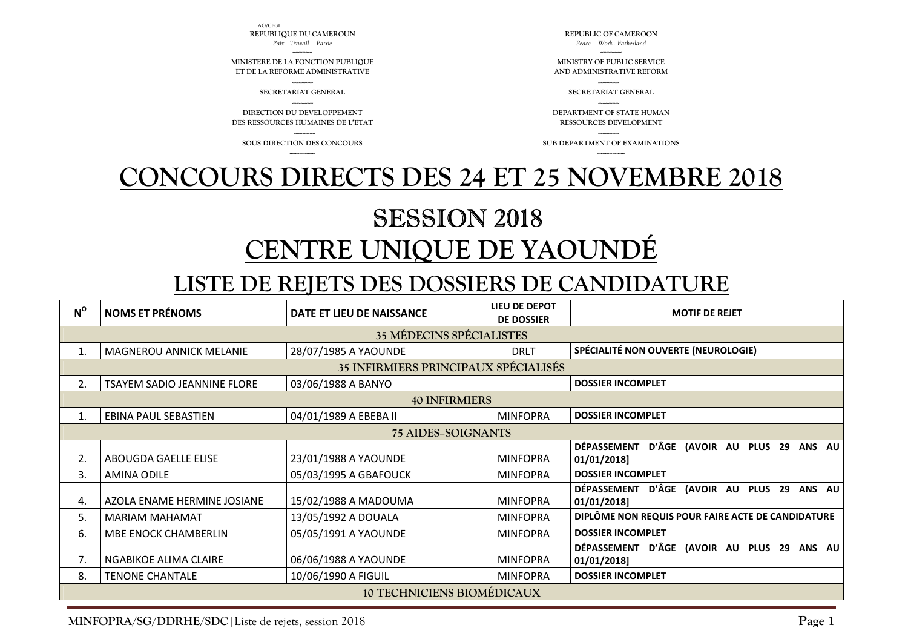AO/CBGI

REPUBLIQUE DU CAMEROUN
*Paix –Travail – Patrie*

MINISTERE DE LA FONCTION PUBLIQUE ET DE LA REFORME ADMINISTRATIVE

SECRETARIAT GENERAL

DIRECTION DU DEVELOPPEMENT DES RESSOURCES HUMAINES DE L'ETAT

SOUS DIRECTION DES CONCOURS

REPUBLIC OF CAMEROON
*Peace – Work - Fatherland*

MINISTRY OF PUBLIC SERVICE AND ADMINISTRATIVE REFORM

SECRETARIAT GENERAL

DEPARTMENT OF STATE HUMAN RESSOURCES DEVELOPMENT

SUB DEPARTMENT OF EXAMINATIONS

# CONCOURS DIRECTS DES 24 ET 25 NOVEMBRE 2018

# SESSION 2018

# CENTRE UNIQUE DE YAOUNDÉ

## LISTE DE REJETS DES DOSSIERS DE CANDIDATURE

| N° | NOMS ET PRÉNOMS | DATE ET LIEU DE NAISSANCE | LIEU DE DEPOT DE DOSSIER | MOTIF DE REJET |
|---|---|---|---|---|
| **35 MÉDECINS SPÉCIALISTES** | | | | |
| 1. | MAGNEROU ANNICK MELANIE | 28/07/1985 A YAOUNDE | DRLT | **SPÉCIALITÉ NON OUVERTE (NEUROLOGIE)** |
| **35 INFIRMIERS PRINCIPAUX SPÉCIALISÉS** | | | | |
| 2. | TSAYEM SADIO JEANNINE FLORE | 03/06/1988 A BANYO | | **DOSSIER INCOMPLET** |
| **40 INFIRMIERS** | | | | |
| 1. | EBINA PAUL SEBASTIEN | 04/01/1989 A EBEBA II | MINFOPRA | **DOSSIER INCOMPLET** |
| **75 AIDES-SOIGNANTS** | | | | |
| 2. | ABOUGDA GAELLE ELISE | 23/01/1988 A YAOUNDE | MINFOPRA | **DÉPASSEMENT D'ÂGE (AVOIR AU PLUS 29 ANS AU 01/01/2018]** |
| 3. | AMINA ODILE | 05/03/1995 A GBAFOUCK | MINFOPRA | **DOSSIER INCOMPLET** |
| 4. | AZOLA ENAME HERMINE JOSIANE | 15/02/1988 A MADOUMA | MINFOPRA | **DÉPASSEMENT D'ÂGE (AVOIR AU PLUS 29 ANS AU 01/01/2018]** |
| 5. | MARIAM MAHAMAT | 13/05/1992 A DOUALA | MINFOPRA | **DIPLÔME NON REQUIS POUR FAIRE ACTE DE CANDIDATURE** |
| 6. | MBE ENOCK CHAMBERLIN | 05/05/1991 A YAOUNDE | MINFOPRA | **DOSSIER INCOMPLET** |
| 7. | NGABIKOE ALIMA CLAIRE | 06/06/1988 A YAOUNDE | MINFOPRA | **DÉPASSEMENT D'ÂGE (AVOIR AU PLUS 29 ANS AU 01/01/2018]** |
| 8. | TENONE CHANTALE | 10/06/1990 A FIGUIL | MINFOPRA | **DOSSIER INCOMPLET** |
| **10 TECHNICIENS BIOMÉDICAUX** | | | | |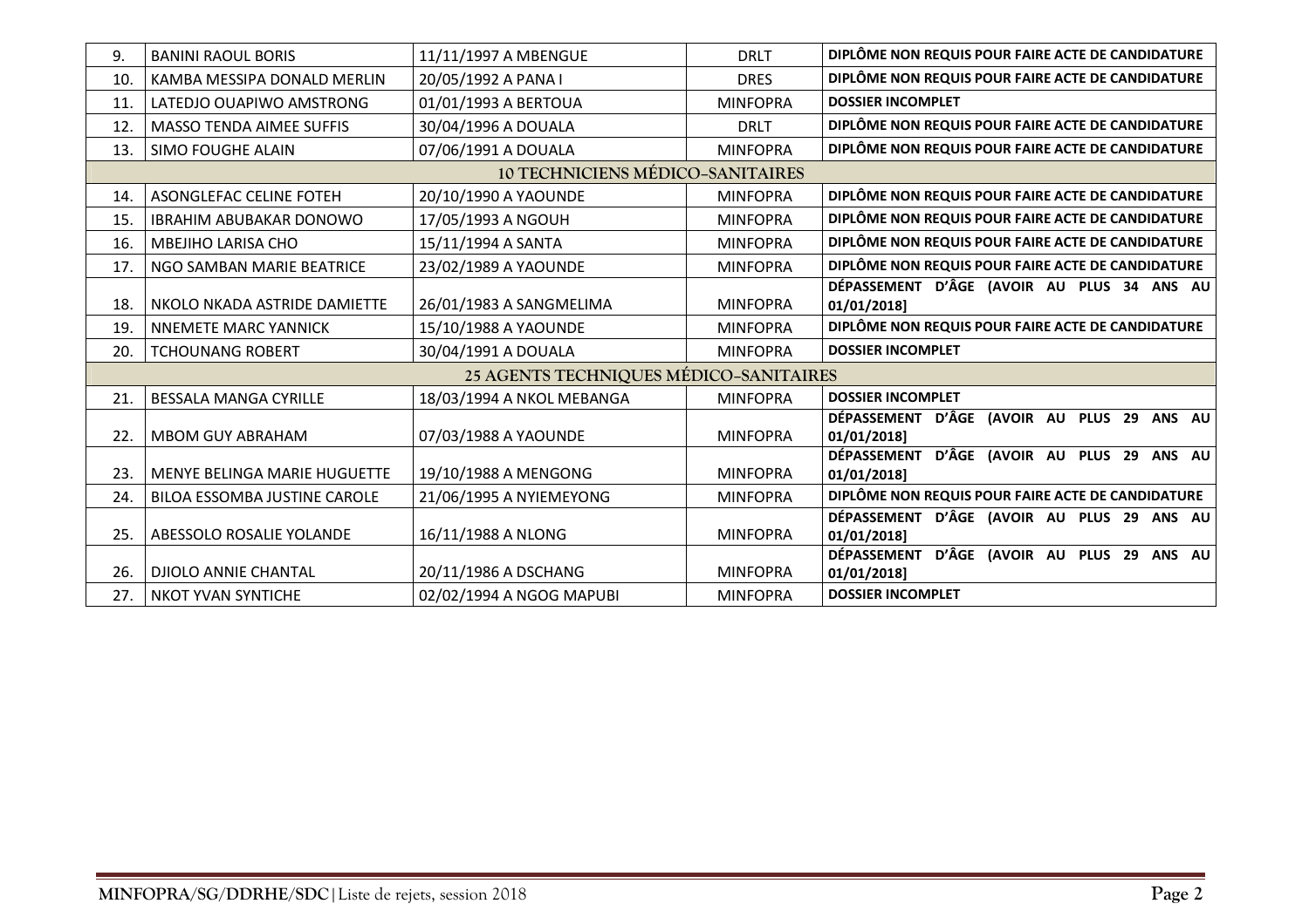| | | | | |
|---|---|---|---|---|
| 9. | BANINI RAOUL BORIS | 11/11/1997 A MBENGUE | DRLT | **DIPLÔME NON REQUIS POUR FAIRE ACTE DE CANDIDATURE** |
| 10. | KAMBA MESSIPA DONALD MERLIN | 20/05/1992 A PANA I | DRES | **DIPLÔME NON REQUIS POUR FAIRE ACTE DE CANDIDATURE** |
| 11. | LATEDJO OUAPIWO AMSTRONG | 01/01/1993 A BERTOUA | MINFOPRA | **DOSSIER INCOMPLET** |
| 12. | MASSO TENDA AIMEE SUFFIS | 30/04/1996 A DOUALA | DRLT | **DIPLÔME NON REQUIS POUR FAIRE ACTE DE CANDIDATURE** |
| 13. | SIMO FOUGHE ALAIN | 07/06/1991 A DOUALA | MINFOPRA | **DIPLÔME NON REQUIS POUR FAIRE ACTE DE CANDIDATURE** |
| | | **10 TECHNICIENS MÉDICO-SANITAIRES** | | |
| 14. | ASONGLEFAC CELINE FOTEH | 20/10/1990 A YAOUNDE | MINFOPRA | **DIPLÔME NON REQUIS POUR FAIRE ACTE DE CANDIDATURE** |
| 15. | IBRAHIM ABUBAKAR DONOWO | 17/05/1993 A NGOUH | MINFOPRA | **DIPLÔME NON REQUIS POUR FAIRE ACTE DE CANDIDATURE** |
| 16. | MBEJIHO LARISA CHO | 15/11/1994 A SANTA | MINFOPRA | **DIPLÔME NON REQUIS POUR FAIRE ACTE DE CANDIDATURE** |
| 17. | NGO SAMBAN MARIE BEATRICE | 23/02/1989 A YAOUNDE | MINFOPRA | **DIPLÔME NON REQUIS POUR FAIRE ACTE DE CANDIDATURE** |
| 18. | NKOLO NKADA ASTRIDE DAMIETTE | 26/01/1983 A SANGMELIMA | MINFOPRA | **DÉPASSEMENT D'ÂGE (AVOIR AU PLUS 34 ANS AU 01/01/2018]** |
| 19. | NNEMETE MARC YANNICK | 15/10/1988 A YAOUNDE | MINFOPRA | **DIPLÔME NON REQUIS POUR FAIRE ACTE DE CANDIDATURE** |
| 20. | TCHOUNANG ROBERT | 30/04/1991 A DOUALA | MINFOPRA | **DOSSIER INCOMPLET** |
| | | **25 AGENTS TECHNIQUES MÉDICO-SANITAIRES** | | |
| 21. | BESSALA MANGA CYRILLE | 18/03/1994 A NKOL MEBANGA | MINFOPRA | **DOSSIER INCOMPLET** |
| 22. | MBOM GUY ABRAHAM | 07/03/1988 A YAOUNDE | MINFOPRA | **DÉPASSEMENT D'ÂGE (AVOIR AU PLUS 29 ANS AU 01/01/2018]** |
| 23. | MENYE BELINGA MARIE HUGUETTE | 19/10/1988 A MENGONG | MINFOPRA | **DÉPASSEMENT D'ÂGE (AVOIR AU PLUS 29 ANS AU 01/01/2018]** |
| 24. | BILOA ESSOMBA JUSTINE CAROLE | 21/06/1995 A NYIEMEYONG | MINFOPRA | **DIPLÔME NON REQUIS POUR FAIRE ACTE DE CANDIDATURE** |
| 25. | ABESSOLO ROSALIE YOLANDE | 16/11/1988 A NLONG | MINFOPRA | **DÉPASSEMENT D'ÂGE (AVOIR AU PLUS 29 ANS AU 01/01/2018]** |
| 26. | DJIOLO ANNIE CHANTAL | 20/11/1986 A DSCHANG | MINFOPRA | **DÉPASSEMENT D'ÂGE (AVOIR AU PLUS 29 ANS AU 01/01/2018]** |
| 27. | NKOT YVAN SYNTICHE | 02/02/1994 A NGOG MAPUBI | MINFOPRA | **DOSSIER INCOMPLET** |